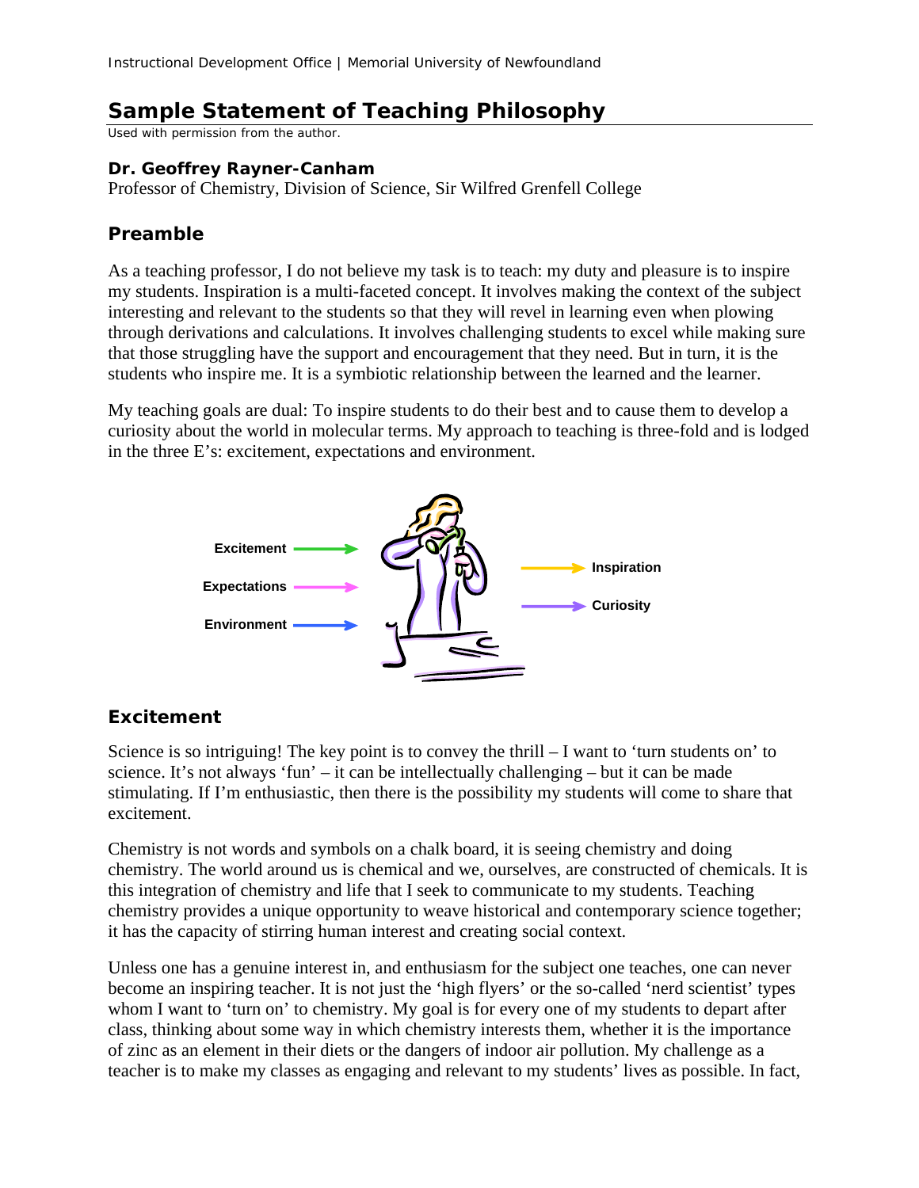# Sample Statement of Teaching Philosophy

Used with permission from the author.

**Dr. Geoffrey Rayner-Canham**
Professor of Chemistry, Division of Science, Sir Wilfred Grenfell College

## Preamble

As a teaching professor, I do not believe my task is to teach: my duty and pleasure is to inspire my students. Inspiration is a multi-faceted concept. It involves making the context of the subject interesting and relevant to the students so that they will revel in learning even when plowing through derivations and calculations. It involves challenging students to excel while making sure that those struggling have the support and encouragement that they need. But in turn, it is the students who inspire me. It is a symbiotic relationship between the learned and the learner.

My teaching goals are dual: To inspire students to do their best and to cause them to develop a curiosity about the world in molecular terms. My approach to teaching is three-fold and is lodged in the three E's: excitement, expectations and environment.

Excitement →
Expectations →
Environment →
→ Inspiration
→ Curiosity

## Excitement

Science is so intriguing! The key point is to convey the thrill – I want to 'turn students on' to science. It's not always 'fun' – it can be intellectually challenging – but it can be made stimulating. If I'm enthusiastic, then there is the possibility my students will come to share that excitement.

Chemistry is not words and symbols on a chalk board, it is seeing chemistry and doing chemistry. The world around us is chemical and we, ourselves, are constructed of chemicals. It is this integration of chemistry and life that I seek to communicate to my students. Teaching chemistry provides a unique opportunity to weave historical and contemporary science together; it has the capacity of stirring human interest and creating social context.

Unless one has a genuine interest in, and enthusiasm for the subject one teaches, one can never become an inspiring teacher. It is not just the 'high flyers' or the so-called 'nerd scientist' types whom I want to 'turn on' to chemistry. My goal is for every one of my students to depart after class, thinking about some way in which chemistry interests them, whether it is the importance of zinc as an element in their diets or the dangers of indoor air pollution. My challenge as a teacher is to make my classes as engaging and relevant to my students' lives as possible. In fact,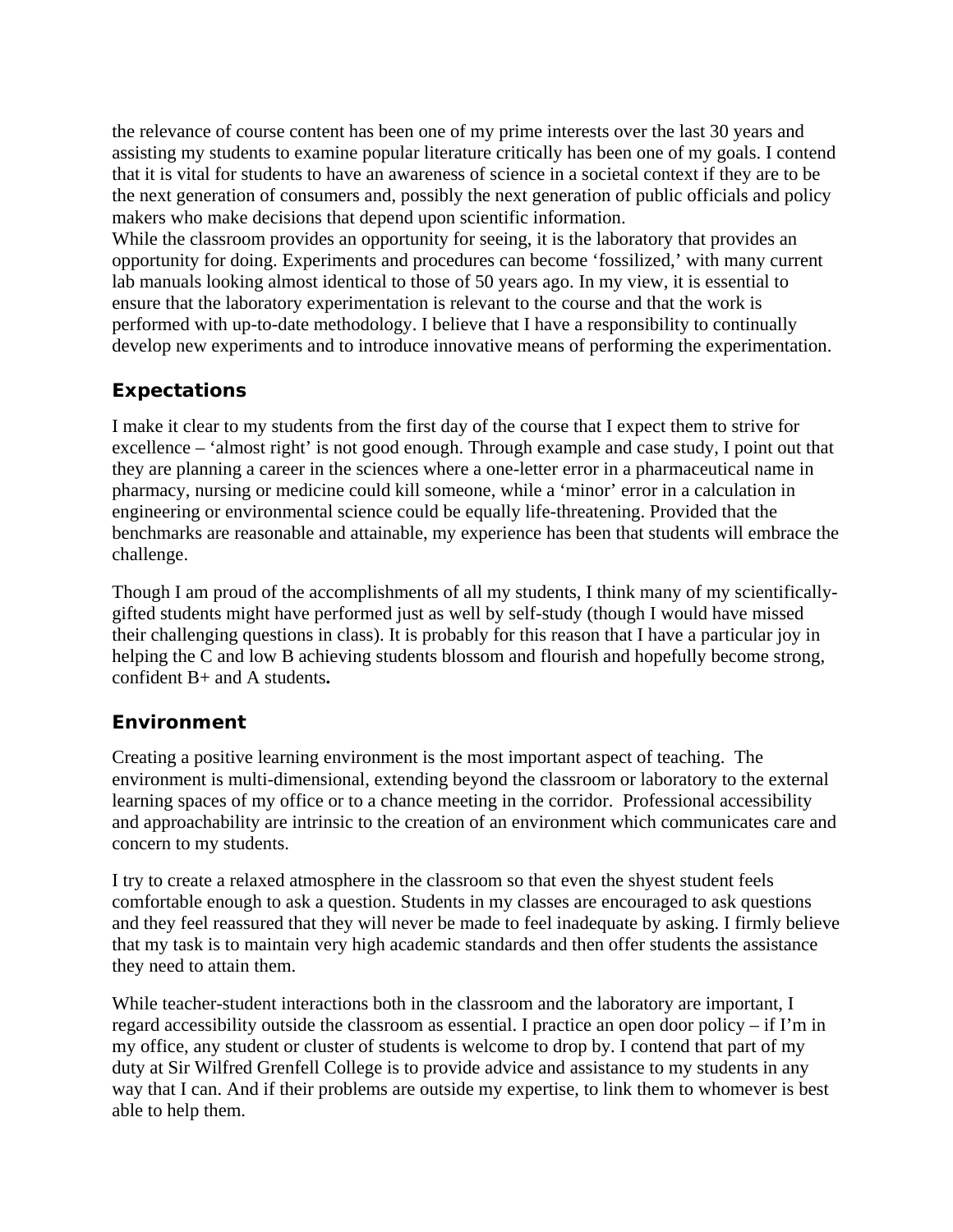the relevance of course content has been one of my prime interests over the last 30 years and assisting my students to examine popular literature critically has been one of my goals. I contend that it is vital for students to have an awareness of science in a societal context if they are to be the next generation of consumers and, possibly the next generation of public officials and policy makers who make decisions that depend upon scientific information.
While the classroom provides an opportunity for seeing, it is the laboratory that provides an opportunity for doing. Experiments and procedures can become 'fossilized,' with many current lab manuals looking almost identical to those of 50 years ago. In my view, it is essential to ensure that the laboratory experimentation is relevant to the course and that the work is performed with up-to-date methodology. I believe that I have a responsibility to continually develop new experiments and to introduce innovative means of performing the experimentation.

## Expectations

I make it clear to my students from the first day of the course that I expect them to strive for excellence – 'almost right' is not good enough. Through example and case study, I point out that they are planning a career in the sciences where a one-letter error in a pharmaceutical name in pharmacy, nursing or medicine could kill someone, while a 'minor' error in a calculation in engineering or environmental science could be equally life-threatening. Provided that the benchmarks are reasonable and attainable, my experience has been that students will embrace the challenge.

Though I am proud of the accomplishments of all my students, I think many of my scientifically-gifted students might have performed just as well by self-study (though I would have missed their challenging questions in class). It is probably for this reason that I have a particular joy in helping the C and low B achieving students blossom and flourish and hopefully become strong, confident B+ and A students**.**

## Environment

Creating a positive learning environment is the most important aspect of teaching. The environment is multi-dimensional, extending beyond the classroom or laboratory to the external learning spaces of my office or to a chance meeting in the corridor. Professional accessibility and approachability are intrinsic to the creation of an environment which communicates care and concern to my students.

I try to create a relaxed atmosphere in the classroom so that even the shyest student feels comfortable enough to ask a question. Students in my classes are encouraged to ask questions and they feel reassured that they will never be made to feel inadequate by asking. I firmly believe that my task is to maintain very high academic standards and then offer students the assistance they need to attain them.

While teacher-student interactions both in the classroom and the laboratory are important, I regard accessibility outside the classroom as essential. I practice an open door policy – if I'm in my office, any student or cluster of students is welcome to drop by. I contend that part of my duty at Sir Wilfred Grenfell College is to provide advice and assistance to my students in any way that I can. And if their problems are outside my expertise, to link them to whomever is best able to help them.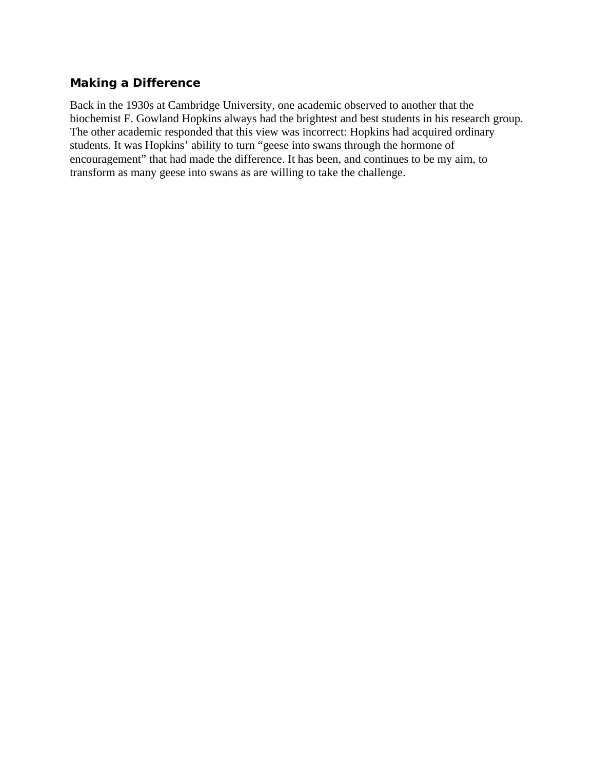## Making a Difference

Back in the 1930s at Cambridge University, one academic observed to another that the biochemist F. Gowland Hopkins always had the brightest and best students in his research group. The other academic responded that this view was incorrect: Hopkins had acquired ordinary students. It was Hopkins’ ability to turn “geese into swans through the hormone of encouragement” that had made the difference. It has been, and continues to be my aim, to transform as many geese into swans as are willing to take the challenge.